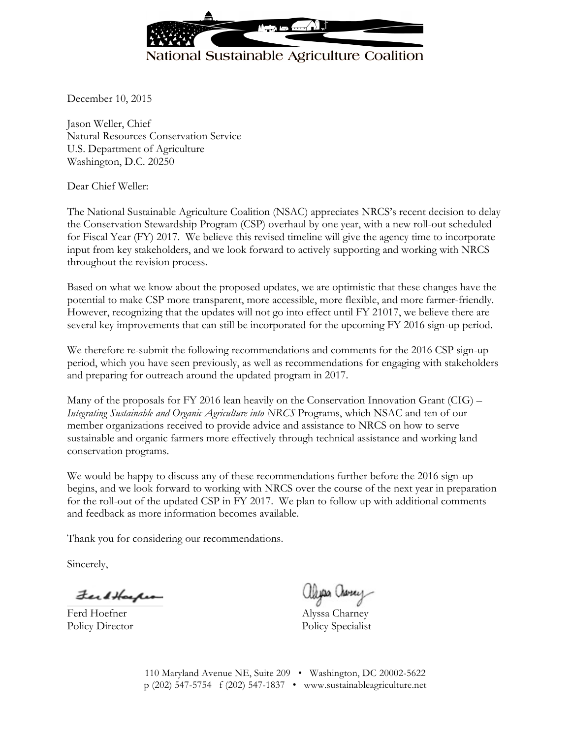National Sustainable Agriculture Coalition

December 10, 2015

Jason Weller, Chief
Natural Resources Conservation Service
U.S. Department of Agriculture
Washington, D.C. 20250

Dear Chief Weller:

The National Sustainable Agriculture Coalition (NSAC) appreciates NRCS's recent decision to delay the Conservation Stewardship Program (CSP) overhaul by one year, with a new roll-out scheduled for Fiscal Year (FY) 2017. We believe this revised timeline will give the agency time to incorporate input from key stakeholders, and we look forward to actively supporting and working with NRCS throughout the revision process.

Based on what we know about the proposed updates, we are optimistic that these changes have the potential to make CSP more transparent, more accessible, more flexible, and more farmer-friendly. However, recognizing that the updates will not go into effect until FY 21017, we believe there are several key improvements that can still be incorporated for the upcoming FY 2016 sign-up period.

We therefore re-submit the following recommendations and comments for the 2016 CSP sign-up period, which you have seen previously, as well as recommendations for engaging with stakeholders and preparing for outreach around the updated program in 2017.

Many of the proposals for FY 2016 lean heavily on the Conservation Innovation Grant (CIG) – *Integrating Sustainable and Organic Agriculture into NRCS* Programs, which NSAC and ten of our member organizations received to provide advice and assistance to NRCS on how to serve sustainable and organic farmers more effectively through technical assistance and working land conservation programs.

We would be happy to discuss any of these recommendations further before the 2016 sign-up begins, and we look forward to working with NRCS over the course of the next year in preparation for the roll-out of the updated CSP in FY 2017. We plan to follow up with additional comments and feedback as more information becomes available.

Thank you for considering our recommendations.

Sincerely,

Ferd Hoefner
Policy Director

Alyssa Charney
Policy Specialist

110 Maryland Avenue NE, Suite 209 • Washington, DC 20002-5622
p (202) 547-5754 f (202) 547-1837 • www.sustainableagriculture.net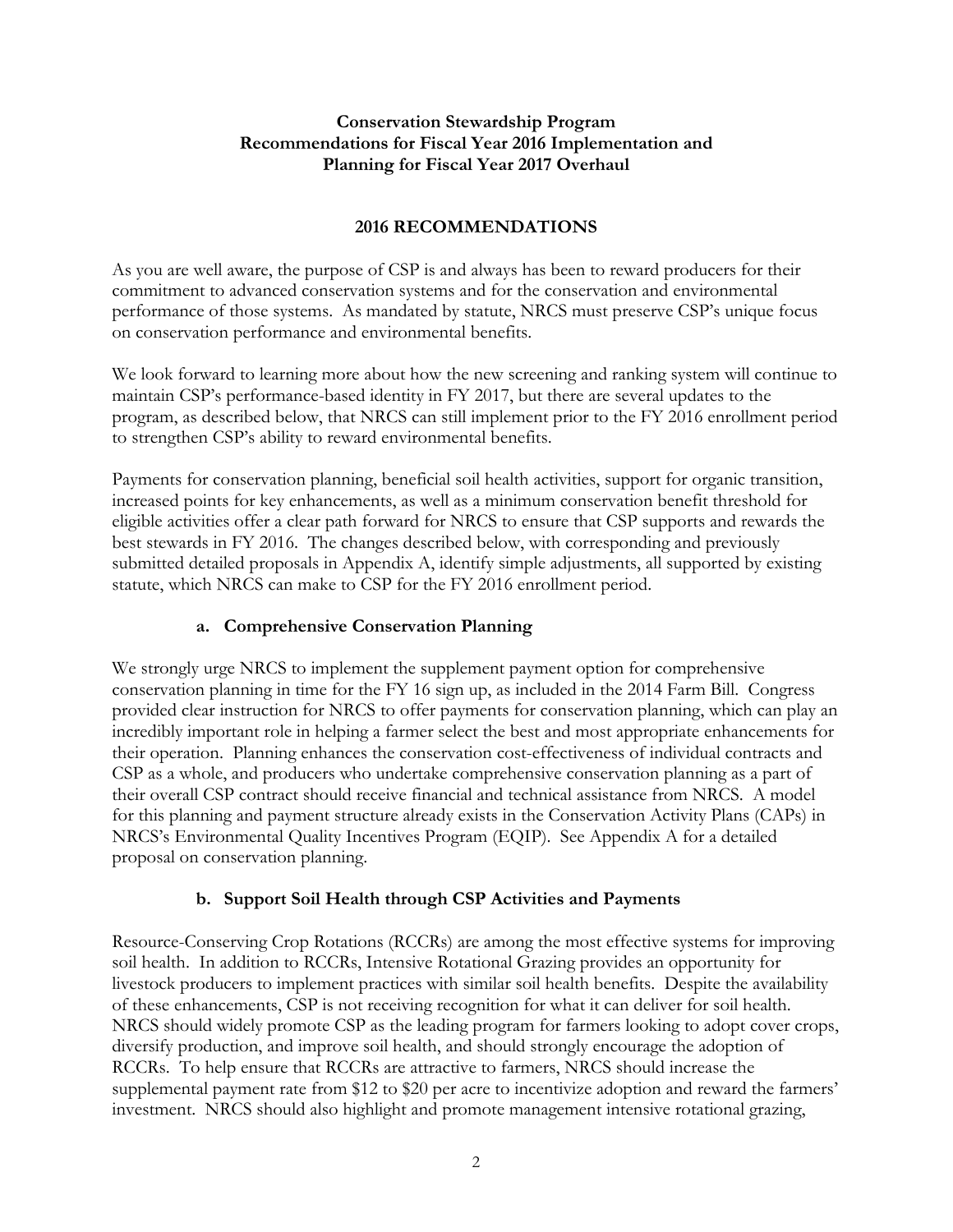**Conservation Stewardship Program**
**Recommendations for Fiscal Year 2016 Implementation and Planning for Fiscal Year 2017 Overhaul**

## 2016 RECOMMENDATIONS

As you are well aware, the purpose of CSP is and always has been to reward producers for their commitment to advanced conservation systems and for the conservation and environmental performance of those systems. As mandated by statute, NRCS must preserve CSP's unique focus on conservation performance and environmental benefits.

We look forward to learning more about how the new screening and ranking system will continue to maintain CSP's performance-based identity in FY 2017, but there are several updates to the program, as described below, that NRCS can still implement prior to the FY 2016 enrollment period to strengthen CSP's ability to reward environmental benefits.

Payments for conservation planning, beneficial soil health activities, support for organic transition, increased points for key enhancements, as well as a minimum conservation benefit threshold for eligible activities offer a clear path forward for NRCS to ensure that CSP supports and rewards the best stewards in FY 2016. The changes described below, with corresponding and previously submitted detailed proposals in Appendix A, identify simple adjustments, all supported by existing statute, which NRCS can make to CSP for the FY 2016 enrollment period.

### a. Comprehensive Conservation Planning

We strongly urge NRCS to implement the supplement payment option for comprehensive conservation planning in time for the FY 16 sign up, as included in the 2014 Farm Bill. Congress provided clear instruction for NRCS to offer payments for conservation planning, which can play an incredibly important role in helping a farmer select the best and most appropriate enhancements for their operation. Planning enhances the conservation cost-effectiveness of individual contracts and CSP as a whole, and producers who undertake comprehensive conservation planning as a part of their overall CSP contract should receive financial and technical assistance from NRCS. A model for this planning and payment structure already exists in the Conservation Activity Plans (CAPs) in NRCS's Environmental Quality Incentives Program (EQIP). See Appendix A for a detailed proposal on conservation planning.

### b. Support Soil Health through CSP Activities and Payments

Resource-Conserving Crop Rotations (RCCRs) are among the most effective systems for improving soil health. In addition to RCCRs, Intensive Rotational Grazing provides an opportunity for livestock producers to implement practices with similar soil health benefits. Despite the availability of these enhancements, CSP is not receiving recognition for what it can deliver for soil health. NRCS should widely promote CSP as the leading program for farmers looking to adopt cover crops, diversify production, and improve soil health, and should strongly encourage the adoption of RCCRs. To help ensure that RCCRs are attractive to farmers, NRCS should increase the supplemental payment rate from $12 to $20 per acre to incentivize adoption and reward the farmers' investment. NRCS should also highlight and promote management intensive rotational grazing,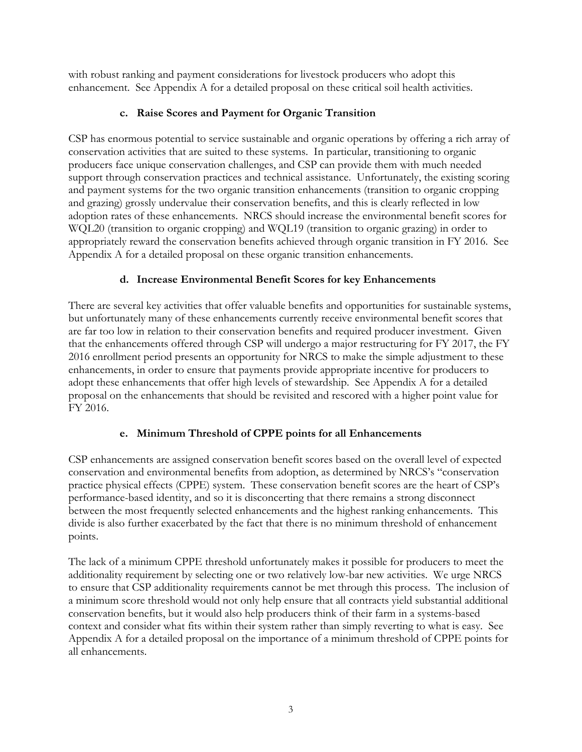with robust ranking and payment considerations for livestock producers who adopt this enhancement. See Appendix A for a detailed proposal on these critical soil health activities.

### c. Raise Scores and Payment for Organic Transition

CSP has enormous potential to service sustainable and organic operations by offering a rich array of conservation activities that are suited to these systems. In particular, transitioning to organic producers face unique conservation challenges, and CSP can provide them with much needed support through conservation practices and technical assistance. Unfortunately, the existing scoring and payment systems for the two organic transition enhancements (transition to organic cropping and grazing) grossly undervalue their conservation benefits, and this is clearly reflected in low adoption rates of these enhancements. NRCS should increase the environmental benefit scores for WQL20 (transition to organic cropping) and WQL19 (transition to organic grazing) in order to appropriately reward the conservation benefits achieved through organic transition in FY 2016. See Appendix A for a detailed proposal on these organic transition enhancements.

### d. Increase Environmental Benefit Scores for key Enhancements

There are several key activities that offer valuable benefits and opportunities for sustainable systems, but unfortunately many of these enhancements currently receive environmental benefit scores that are far too low in relation to their conservation benefits and required producer investment. Given that the enhancements offered through CSP will undergo a major restructuring for FY 2017, the FY 2016 enrollment period presents an opportunity for NRCS to make the simple adjustment to these enhancements, in order to ensure that payments provide appropriate incentive for producers to adopt these enhancements that offer high levels of stewardship. See Appendix A for a detailed proposal on the enhancements that should be revisited and rescored with a higher point value for FY 2016.

### e. Minimum Threshold of CPPE points for all Enhancements

CSP enhancements are assigned conservation benefit scores based on the overall level of expected conservation and environmental benefits from adoption, as determined by NRCS's "conservation practice physical effects (CPPE) system. These conservation benefit scores are the heart of CSP's performance-based identity, and so it is disconcerting that there remains a strong disconnect between the most frequently selected enhancements and the highest ranking enhancements. This divide is also further exacerbated by the fact that there is no minimum threshold of enhancement points.

The lack of a minimum CPPE threshold unfortunately makes it possible for producers to meet the additionality requirement by selecting one or two relatively low-bar new activities. We urge NRCS to ensure that CSP additionality requirements cannot be met through this process. The inclusion of a minimum score threshold would not only help ensure that all contracts yield substantial additional conservation benefits, but it would also help producers think of their farm in a systems-based context and consider what fits within their system rather than simply reverting to what is easy. See Appendix A for a detailed proposal on the importance of a minimum threshold of CPPE points for all enhancements.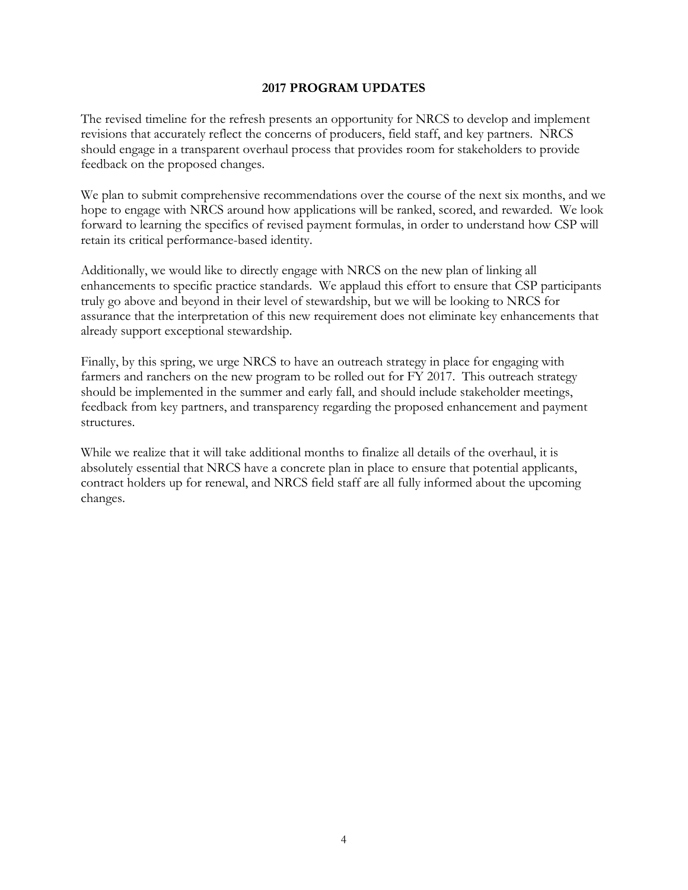## 2017 PROGRAM UPDATES

The revised timeline for the refresh presents an opportunity for NRCS to develop and implement revisions that accurately reflect the concerns of producers, field staff, and key partners. NRCS should engage in a transparent overhaul process that provides room for stakeholders to provide feedback on the proposed changes.

We plan to submit comprehensive recommendations over the course of the next six months, and we hope to engage with NRCS around how applications will be ranked, scored, and rewarded. We look forward to learning the specifics of revised payment formulas, in order to understand how CSP will retain its critical performance-based identity.

Additionally, we would like to directly engage with NRCS on the new plan of linking all enhancements to specific practice standards. We applaud this effort to ensure that CSP participants truly go above and beyond in their level of stewardship, but we will be looking to NRCS for assurance that the interpretation of this new requirement does not eliminate key enhancements that already support exceptional stewardship.

Finally, by this spring, we urge NRCS to have an outreach strategy in place for engaging with farmers and ranchers on the new program to be rolled out for FY 2017. This outreach strategy should be implemented in the summer and early fall, and should include stakeholder meetings, feedback from key partners, and transparency regarding the proposed enhancement and payment structures.

While we realize that it will take additional months to finalize all details of the overhaul, it is absolutely essential that NRCS have a concrete plan in place to ensure that potential applicants, contract holders up for renewal, and NRCS field staff are all fully informed about the upcoming changes.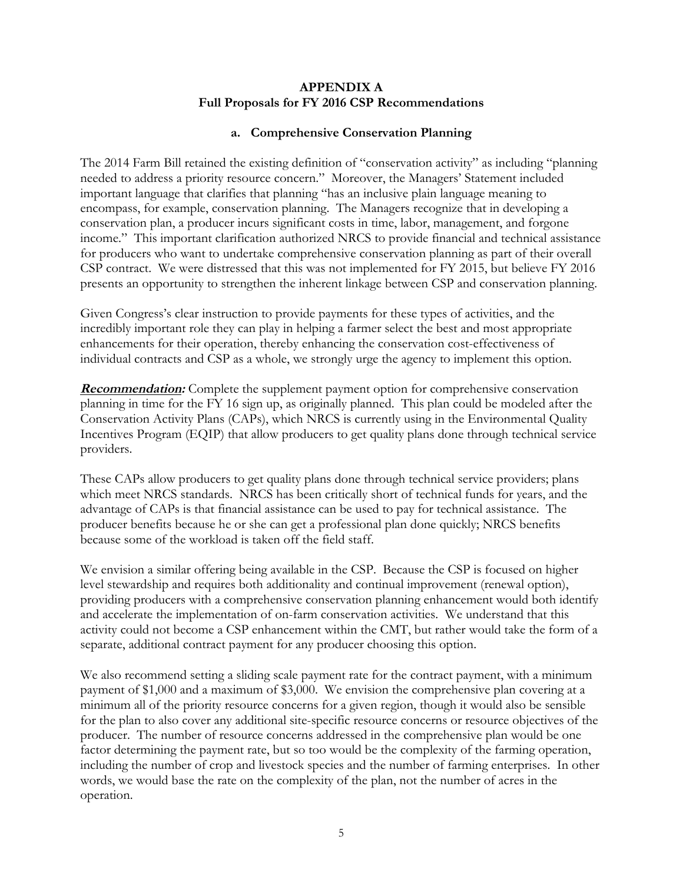## APPENDIX A
## Full Proposals for FY 2016 CSP Recommendations

### a. Comprehensive Conservation Planning

The 2014 Farm Bill retained the existing definition of "conservation activity" as including "planning needed to address a priority resource concern." Moreover, the Managers' Statement included important language that clarifies that planning "has an inclusive plain language meaning to encompass, for example, conservation planning. The Managers recognize that in developing a conservation plan, a producer incurs significant costs in time, labor, management, and forgone income." This important clarification authorized NRCS to provide financial and technical assistance for producers who want to undertake comprehensive conservation planning as part of their overall CSP contract. We were distressed that this was not implemented for FY 2015, but believe FY 2016 presents an opportunity to strengthen the inherent linkage between CSP and conservation planning.

Given Congress's clear instruction to provide payments for these types of activities, and the incredibly important role they can play in helping a farmer select the best and most appropriate enhancements for their operation, thereby enhancing the conservation cost-effectiveness of individual contracts and CSP as a whole, we strongly urge the agency to implement this option.

***Recommendation:*** Complete the supplement payment option for comprehensive conservation planning in time for the FY 16 sign up, as originally planned. This plan could be modeled after the Conservation Activity Plans (CAPs), which NRCS is currently using in the Environmental Quality Incentives Program (EQIP) that allow producers to get quality plans done through technical service providers.

These CAPs allow producers to get quality plans done through technical service providers; plans which meet NRCS standards. NRCS has been critically short of technical funds for years, and the advantage of CAPs is that financial assistance can be used to pay for technical assistance. The producer benefits because he or she can get a professional plan done quickly; NRCS benefits because some of the workload is taken off the field staff.

We envision a similar offering being available in the CSP. Because the CSP is focused on higher level stewardship and requires both additionality and continual improvement (renewal option), providing producers with a comprehensive conservation planning enhancement would both identify and accelerate the implementation of on-farm conservation activities. We understand that this activity could not become a CSP enhancement within the CMT, but rather would take the form of a separate, additional contract payment for any producer choosing this option.

We also recommend setting a sliding scale payment rate for the contract payment, with a minimum payment of $1,000 and a maximum of $3,000. We envision the comprehensive plan covering at a minimum all of the priority resource concerns for a given region, though it would also be sensible for the plan to also cover any additional site-specific resource concerns or resource objectives of the producer. The number of resource concerns addressed in the comprehensive plan would be one factor determining the payment rate, but so too would be the complexity of the farming operation, including the number of crop and livestock species and the number of farming enterprises. In other words, we would base the rate on the complexity of the plan, not the number of acres in the operation.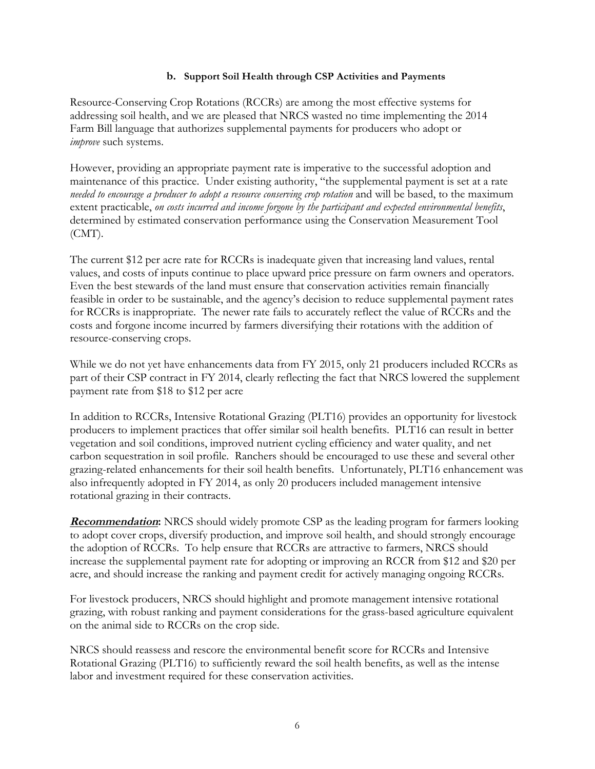### b. Support Soil Health through CSP Activities and Payments

Resource-Conserving Crop Rotations (RCCRs) are among the most effective systems for addressing soil health, and we are pleased that NRCS wasted no time implementing the 2014 Farm Bill language that authorizes supplemental payments for producers who adopt or *improve* such systems.

However, providing an appropriate payment rate is imperative to the successful adoption and maintenance of this practice. Under existing authority, "the supplemental payment is set at a rate *needed to encourage a producer to adopt a resource conserving crop rotation* and will be based, to the maximum extent practicable, *on costs incurred and income forgone by the participant and expected environmental benefits*, determined by estimated conservation performance using the Conservation Measurement Tool (CMT).

The current $12 per acre rate for RCCRs is inadequate given that increasing land values, rental values, and costs of inputs continue to place upward price pressure on farm owners and operators. Even the best stewards of the land must ensure that conservation activities remain financially feasible in order to be sustainable, and the agency's decision to reduce supplemental payment rates for RCCRs is inappropriate. The newer rate fails to accurately reflect the value of RCCRs and the costs and forgone income incurred by farmers diversifying their rotations with the addition of resource-conserving crops.

While we do not yet have enhancements data from FY 2015, only 21 producers included RCCRs as part of their CSP contract in FY 2014, clearly reflecting the fact that NRCS lowered the supplement payment rate from $18 to $12 per acre

In addition to RCCRs, Intensive Rotational Grazing (PLT16) provides an opportunity for livestock producers to implement practices that offer similar soil health benefits. PLT16 can result in better vegetation and soil conditions, improved nutrient cycling efficiency and water quality, and net carbon sequestration in soil profile. Ranchers should be encouraged to use these and several other grazing-related enhancements for their soil health benefits. Unfortunately, PLT16 enhancement was also infrequently adopted in FY 2014, as only 20 producers included management intensive rotational grazing in their contracts.

***Recommendation*:** NRCS should widely promote CSP as the leading program for farmers looking to adopt cover crops, diversify production, and improve soil health, and should strongly encourage the adoption of RCCRs. To help ensure that RCCRs are attractive to farmers, NRCS should increase the supplemental payment rate for adopting or improving an RCCR from $12 and $20 per acre, and should increase the ranking and payment credit for actively managing ongoing RCCRs.

For livestock producers, NRCS should highlight and promote management intensive rotational grazing, with robust ranking and payment considerations for the grass-based agriculture equivalent on the animal side to RCCRs on the crop side.

NRCS should reassess and rescore the environmental benefit score for RCCRs and Intensive Rotational Grazing (PLT16) to sufficiently reward the soil health benefits, as well as the intense labor and investment required for these conservation activities.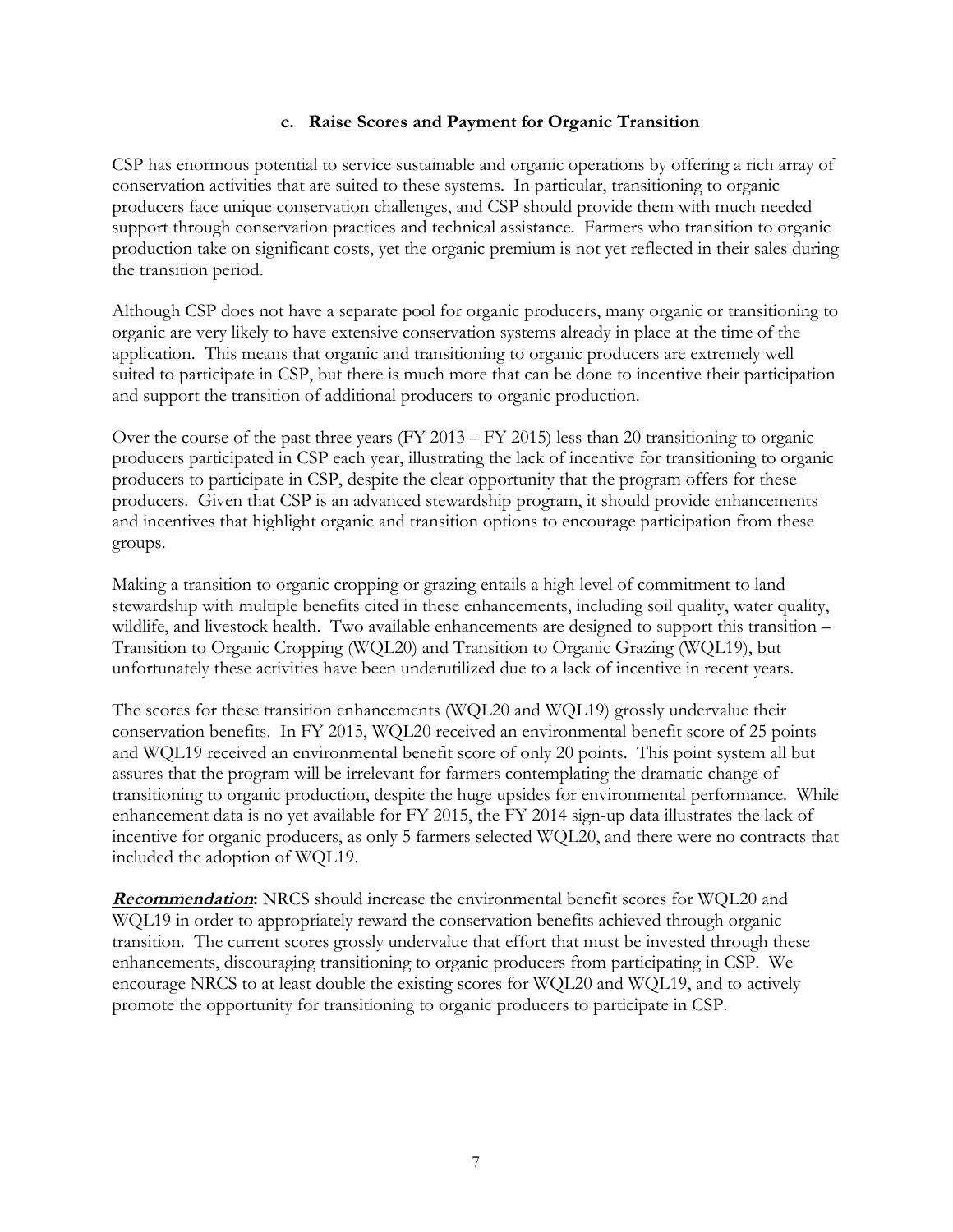### c. Raise Scores and Payment for Organic Transition

CSP has enormous potential to service sustainable and organic operations by offering a rich array of conservation activities that are suited to these systems. In particular, transitioning to organic producers face unique conservation challenges, and CSP should provide them with much needed support through conservation practices and technical assistance. Farmers who transition to organic production take on significant costs, yet the organic premium is not yet reflected in their sales during the transition period.

Although CSP does not have a separate pool for organic producers, many organic or transitioning to organic are very likely to have extensive conservation systems already in place at the time of the application. This means that organic and transitioning to organic producers are extremely well suited to participate in CSP, but there is much more that can be done to incentive their participation and support the transition of additional producers to organic production.

Over the course of the past three years (FY 2013 – FY 2015) less than 20 transitioning to organic producers participated in CSP each year, illustrating the lack of incentive for transitioning to organic producers to participate in CSP, despite the clear opportunity that the program offers for these producers. Given that CSP is an advanced stewardship program, it should provide enhancements and incentives that highlight organic and transition options to encourage participation from these groups.

Making a transition to organic cropping or grazing entails a high level of commitment to land stewardship with multiple benefits cited in these enhancements, including soil quality, water quality, wildlife, and livestock health. Two available enhancements are designed to support this transition – Transition to Organic Cropping (WQL20) and Transition to Organic Grazing (WQL19), but unfortunately these activities have been underutilized due to a lack of incentive in recent years.

The scores for these transition enhancements (WQL20 and WQL19) grossly undervalue their conservation benefits. In FY 2015, WQL20 received an environmental benefit score of 25 points and WQL19 received an environmental benefit score of only 20 points. This point system all but assures that the program will be irrelevant for farmers contemplating the dramatic change of transitioning to organic production, despite the huge upsides for environmental performance. While enhancement data is no yet available for FY 2015, the FY 2014 sign-up data illustrates the lack of incentive for organic producers, as only 5 farmers selected WQL20, and there were no contracts that included the adoption of WQL19.

***Recommendation*:** NRCS should increase the environmental benefit scores for WQL20 and WQL19 in order to appropriately reward the conservation benefits achieved through organic transition. The current scores grossly undervalue that effort that must be invested through these enhancements, discouraging transitioning to organic producers from participating in CSP. We encourage NRCS to at least double the existing scores for WQL20 and WQL19, and to actively promote the opportunity for transitioning to organic producers to participate in CSP.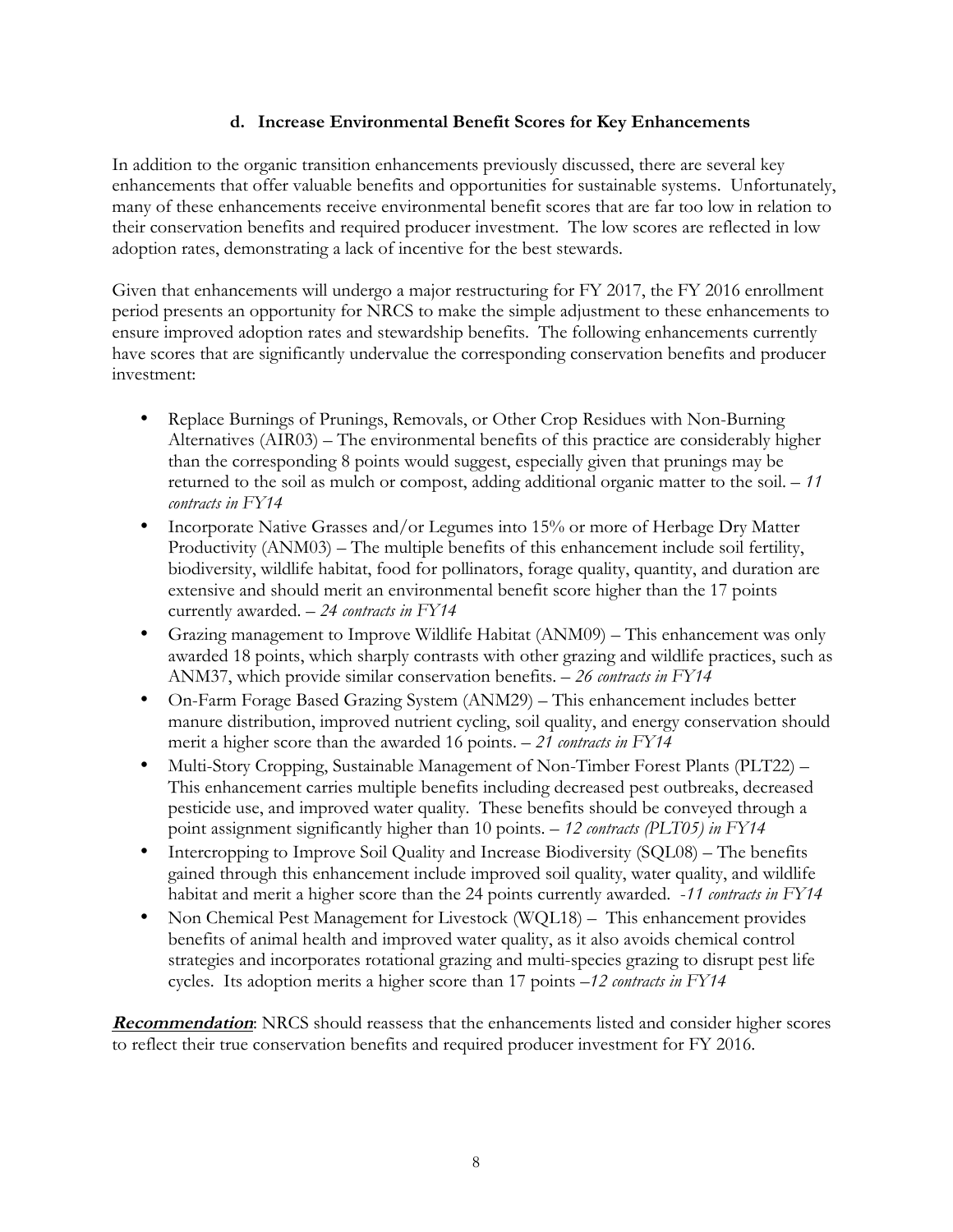### d. Increase Environmental Benefit Scores for Key Enhancements

In addition to the organic transition enhancements previously discussed, there are several key enhancements that offer valuable benefits and opportunities for sustainable systems. Unfortunately, many of these enhancements receive environmental benefit scores that are far too low in relation to their conservation benefits and required producer investment. The low scores are reflected in low adoption rates, demonstrating a lack of incentive for the best stewards.

Given that enhancements will undergo a major restructuring for FY 2017, the FY 2016 enrollment period presents an opportunity for NRCS to make the simple adjustment to these enhancements to ensure improved adoption rates and stewardship benefits. The following enhancements currently have scores that are significantly undervalue the corresponding conservation benefits and producer investment:

- Replace Burnings of Prunings, Removals, or Other Crop Residues with Non-Burning Alternatives (AIR03) – The environmental benefits of this practice are considerably higher than the corresponding 8 points would suggest, especially given that prunings may be returned to the soil as mulch or compost, adding additional organic matter to the soil. – *11 contracts in FY14*
- Incorporate Native Grasses and/or Legumes into 15% or more of Herbage Dry Matter Productivity (ANM03) – The multiple benefits of this enhancement include soil fertility, biodiversity, wildlife habitat, food for pollinators, forage quality, quantity, and duration are extensive and should merit an environmental benefit score higher than the 17 points currently awarded. – *24 contracts in FY14*
- Grazing management to Improve Wildlife Habitat (ANM09) – This enhancement was only awarded 18 points, which sharply contrasts with other grazing and wildlife practices, such as ANM37, which provide similar conservation benefits. – *26 contracts in FY14*
- On-Farm Forage Based Grazing System (ANM29) – This enhancement includes better manure distribution, improved nutrient cycling, soil quality, and energy conservation should merit a higher score than the awarded 16 points. – *21 contracts in FY14*
- Multi-Story Cropping, Sustainable Management of Non-Timber Forest Plants (PLT22) – This enhancement carries multiple benefits including decreased pest outbreaks, decreased pesticide use, and improved water quality. These benefits should be conveyed through a point assignment significantly higher than 10 points. – *12 contracts (PLT05) in FY14*
- Intercropping to Improve Soil Quality and Increase Biodiversity (SQL08) – The benefits gained through this enhancement include improved soil quality, water quality, and wildlife habitat and merit a higher score than the 24 points currently awarded. *-11 contracts in FY14*
- Non Chemical Pest Management for Livestock (WQL18) – This enhancement provides benefits of animal health and improved water quality, as it also avoids chemical control strategies and incorporates rotational grazing and multi-species grazing to disrupt pest life cycles. Its adoption merits a higher score than 17 points *–12 contracts in FY14*

***Recommendation***: NRCS should reassess that the enhancements listed and consider higher scores to reflect their true conservation benefits and required producer investment for FY 2016.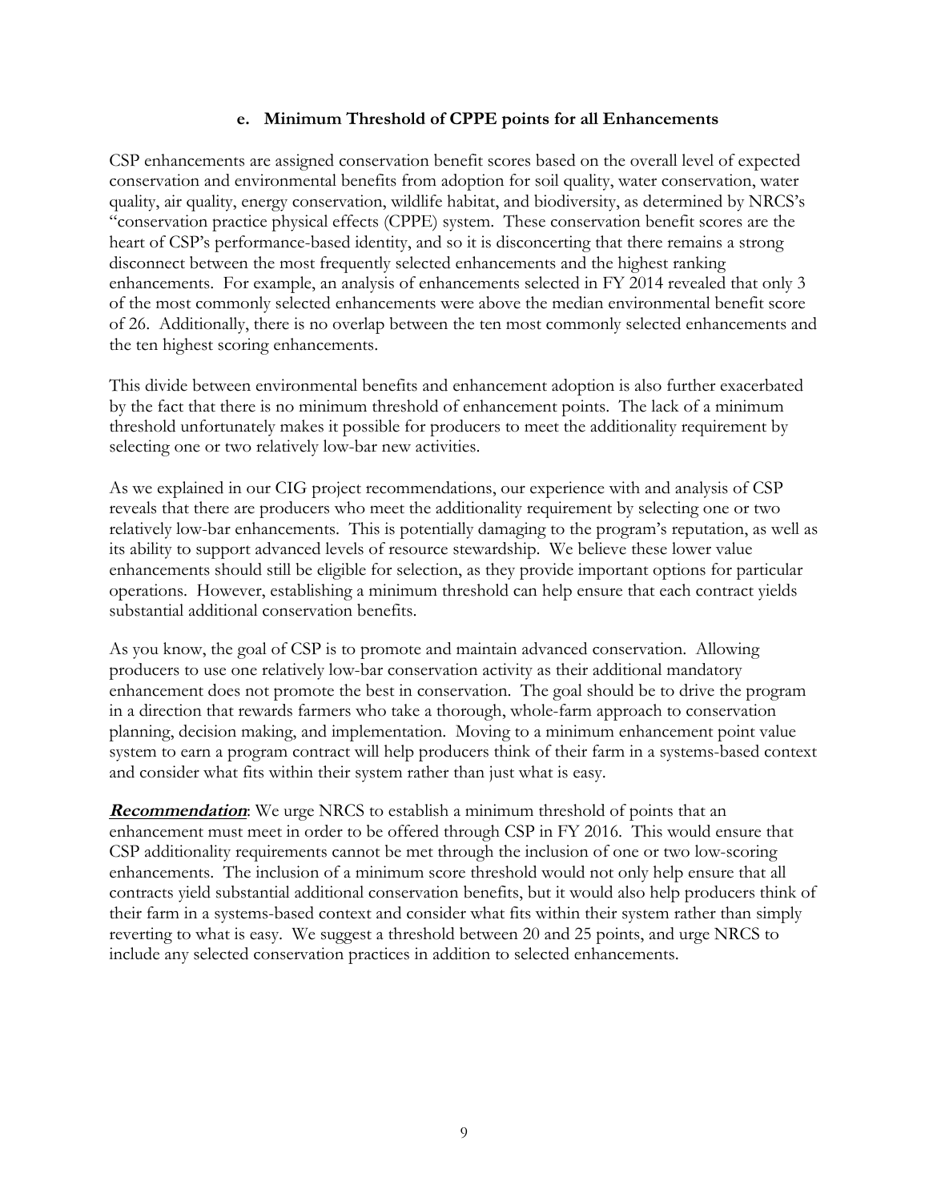### e. Minimum Threshold of CPPE points for all Enhancements

CSP enhancements are assigned conservation benefit scores based on the overall level of expected conservation and environmental benefits from adoption for soil quality, water conservation, water quality, air quality, energy conservation, wildlife habitat, and biodiversity, as determined by NRCS's "conservation practice physical effects (CPPE) system. These conservation benefit scores are the heart of CSP's performance-based identity, and so it is disconcerting that there remains a strong disconnect between the most frequently selected enhancements and the highest ranking enhancements. For example, an analysis of enhancements selected in FY 2014 revealed that only 3 of the most commonly selected enhancements were above the median environmental benefit score of 26. Additionally, there is no overlap between the ten most commonly selected enhancements and the ten highest scoring enhancements.

This divide between environmental benefits and enhancement adoption is also further exacerbated by the fact that there is no minimum threshold of enhancement points. The lack of a minimum threshold unfortunately makes it possible for producers to meet the additionality requirement by selecting one or two relatively low-bar new activities.

As we explained in our CIG project recommendations, our experience with and analysis of CSP reveals that there are producers who meet the additionality requirement by selecting one or two relatively low-bar enhancements. This is potentially damaging to the program's reputation, as well as its ability to support advanced levels of resource stewardship. We believe these lower value enhancements should still be eligible for selection, as they provide important options for particular operations. However, establishing a minimum threshold can help ensure that each contract yields substantial additional conservation benefits.

As you know, the goal of CSP is to promote and maintain advanced conservation. Allowing producers to use one relatively low-bar conservation activity as their additional mandatory enhancement does not promote the best in conservation. The goal should be to drive the program in a direction that rewards farmers who take a thorough, whole-farm approach to conservation planning, decision making, and implementation. Moving to a minimum enhancement point value system to earn a program contract will help producers think of their farm in a systems-based context and consider what fits within their system rather than just what is easy.

***Recommendation***: We urge NRCS to establish a minimum threshold of points that an enhancement must meet in order to be offered through CSP in FY 2016. This would ensure that CSP additionality requirements cannot be met through the inclusion of one or two low-scoring enhancements. The inclusion of a minimum score threshold would not only help ensure that all contracts yield substantial additional conservation benefits, but it would also help producers think of their farm in a systems-based context and consider what fits within their system rather than simply reverting to what is easy. We suggest a threshold between 20 and 25 points, and urge NRCS to include any selected conservation practices in addition to selected enhancements.